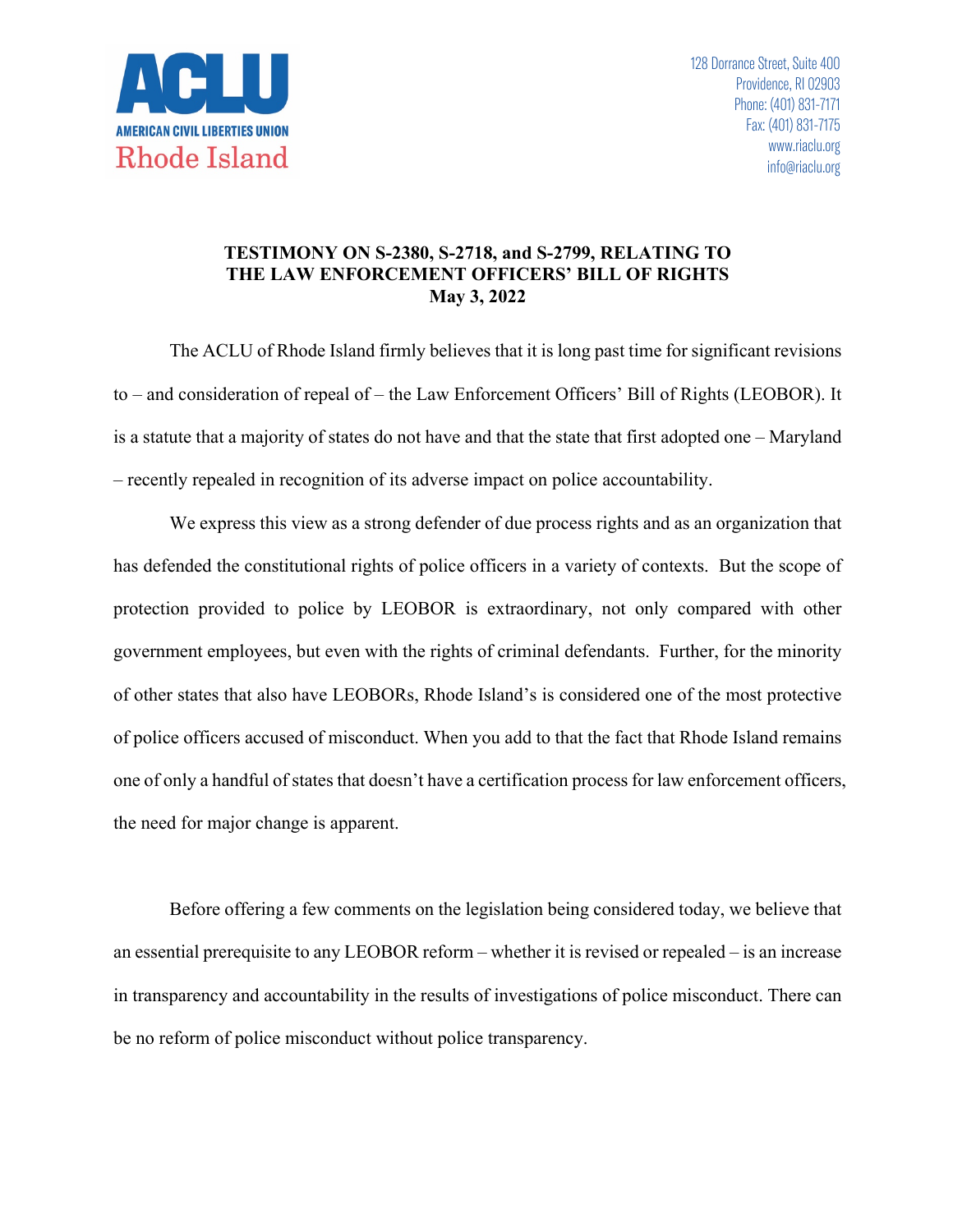ACLU

AMERICAN CIVIL LIBERTIES UNION

Rhode Island

128 Dorrance Street, Suite 400
Providence, RI 02903
Phone: (401) 831-7171
Fax: (401) 831-7175
www.riaclu.org
info@riaclu.org

**TESTIMONY ON S-2380, S-2718, and S-2799, RELATING TO THE LAW ENFORCEMENT OFFICERS' BILL OF RIGHTS**
**May 3, 2022**

The ACLU of Rhode Island firmly believes that it is long past time for significant revisions to – and consideration of repeal of – the Law Enforcement Officers' Bill of Rights (LEOBOR). It is a statute that a majority of states do not have and that the state that first adopted one – Maryland – recently repealed in recognition of its adverse impact on police accountability.

We express this view as a strong defender of due process rights and as an organization that has defended the constitutional rights of police officers in a variety of contexts. But the scope of protection provided to police by LEOBOR is extraordinary, not only compared with other government employees, but even with the rights of criminal defendants. Further, for the minority of other states that also have LEOBORs, Rhode Island's is considered one of the most protective of police officers accused of misconduct. When you add to that the fact that Rhode Island remains one of only a handful of states that doesn't have a certification process for law enforcement officers, the need for major change is apparent.

Before offering a few comments on the legislation being considered today, we believe that an essential prerequisite to any LEOBOR reform – whether it is revised or repealed – is an increase in transparency and accountability in the results of investigations of police misconduct. There can be no reform of police misconduct without police transparency.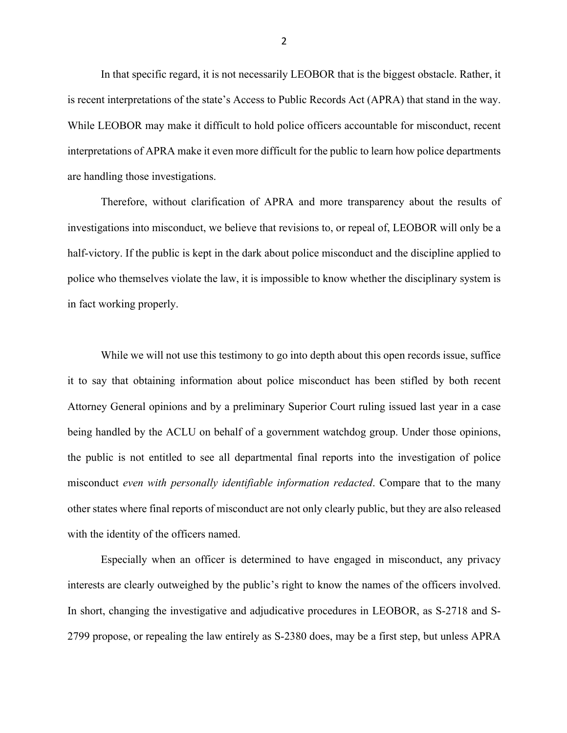In that specific regard, it is not necessarily LEOBOR that is the biggest obstacle. Rather, it is recent interpretations of the state's Access to Public Records Act (APRA) that stand in the way. While LEOBOR may make it difficult to hold police officers accountable for misconduct, recent interpretations of APRA make it even more difficult for the public to learn how police departments are handling those investigations.

Therefore, without clarification of APRA and more transparency about the results of investigations into misconduct, we believe that revisions to, or repeal of, LEOBOR will only be a half-victory. If the public is kept in the dark about police misconduct and the discipline applied to police who themselves violate the law, it is impossible to know whether the disciplinary system is in fact working properly.

While we will not use this testimony to go into depth about this open records issue, suffice it to say that obtaining information about police misconduct has been stifled by both recent Attorney General opinions and by a preliminary Superior Court ruling issued last year in a case being handled by the ACLU on behalf of a government watchdog group. Under those opinions, the public is not entitled to see all departmental final reports into the investigation of police misconduct *even with personally identifiable information redacted*. Compare that to the many other states where final reports of misconduct are not only clearly public, but they are also released with the identity of the officers named.

Especially when an officer is determined to have engaged in misconduct, any privacy interests are clearly outweighed by the public's right to know the names of the officers involved. In short, changing the investigative and adjudicative procedures in LEOBOR, as S-2718 and S-2799 propose, or repealing the law entirely as S-2380 does, may be a first step, but unless APRA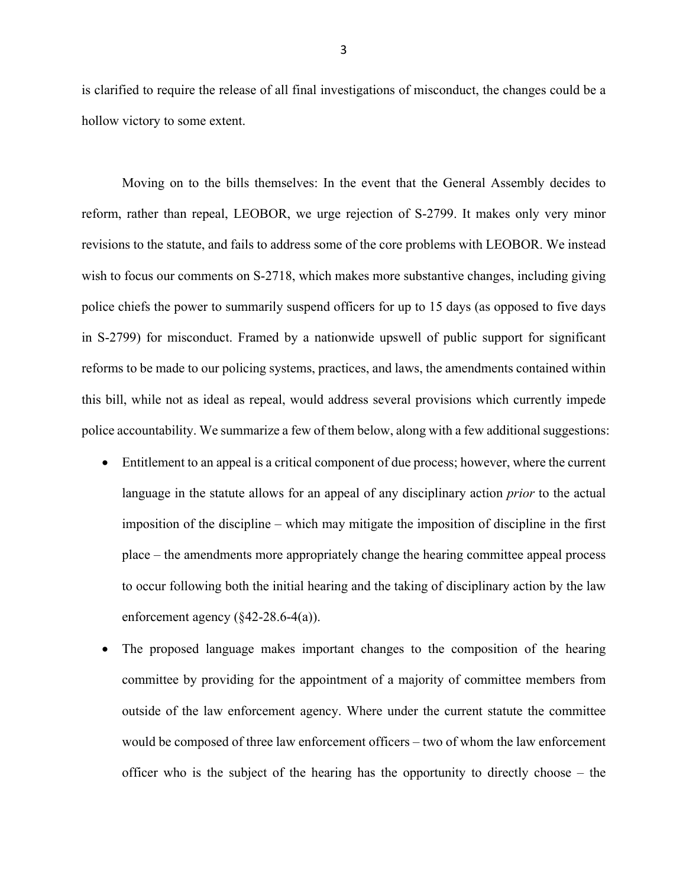is clarified to require the release of all final investigations of misconduct, the changes could be a hollow victory to some extent.

Moving on to the bills themselves: In the event that the General Assembly decides to reform, rather than repeal, LEOBOR, we urge rejection of S-2799. It makes only very minor revisions to the statute, and fails to address some of the core problems with LEOBOR. We instead wish to focus our comments on S-2718, which makes more substantive changes, including giving police chiefs the power to summarily suspend officers for up to 15 days (as opposed to five days in S-2799) for misconduct. Framed by a nationwide upswell of public support for significant reforms to be made to our policing systems, practices, and laws, the amendments contained within this bill, while not as ideal as repeal, would address several provisions which currently impede police accountability. We summarize a few of them below, along with a few additional suggestions:

- Entitlement to an appeal is a critical component of due process; however, where the current language in the statute allows for an appeal of any disciplinary action *prior* to the actual imposition of the discipline – which may mitigate the imposition of discipline in the first place – the amendments more appropriately change the hearing committee appeal process to occur following both the initial hearing and the taking of disciplinary action by the law enforcement agency (§42-28.6-4(a)).
- The proposed language makes important changes to the composition of the hearing committee by providing for the appointment of a majority of committee members from outside of the law enforcement agency. Where under the current statute the committee would be composed of three law enforcement officers – two of whom the law enforcement officer who is the subject of the hearing has the opportunity to directly choose – the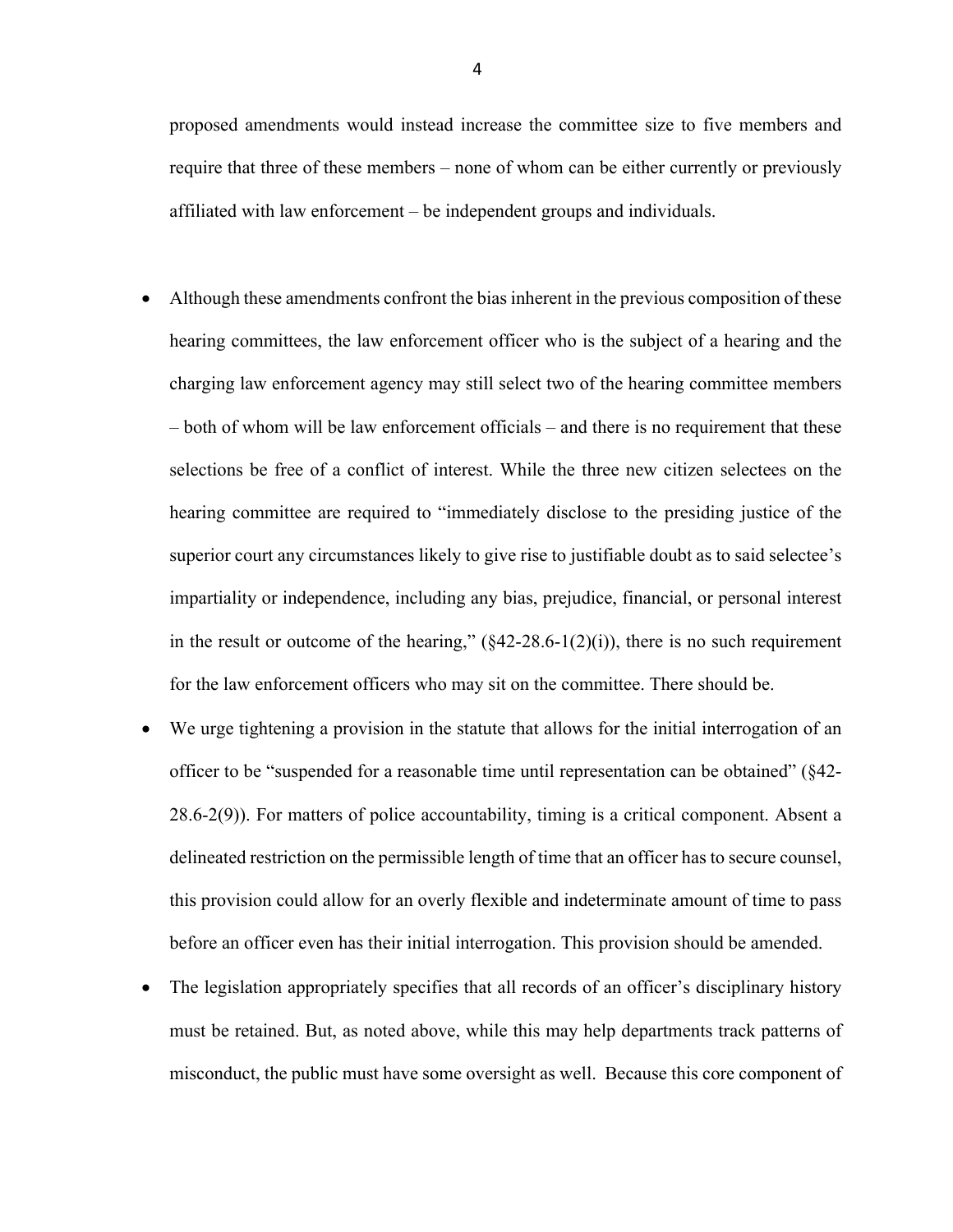proposed amendments would instead increase the committee size to five members and require that three of these members – none of whom can be either currently or previously affiliated with law enforcement – be independent groups and individuals.

- Although these amendments confront the bias inherent in the previous composition of these hearing committees, the law enforcement officer who is the subject of a hearing and the charging law enforcement agency may still select two of the hearing committee members – both of whom will be law enforcement officials – and there is no requirement that these selections be free of a conflict of interest. While the three new citizen selectees on the hearing committee are required to "immediately disclose to the presiding justice of the superior court any circumstances likely to give rise to justifiable doubt as to said selectee's impartiality or independence, including any bias, prejudice, financial, or personal interest in the result or outcome of the hearing," (§42-28.6-1(2)(i)), there is no such requirement for the law enforcement officers who may sit on the committee. There should be.
- We urge tightening a provision in the statute that allows for the initial interrogation of an officer to be "suspended for a reasonable time until representation can be obtained" (§42-28.6-2(9)). For matters of police accountability, timing is a critical component. Absent a delineated restriction on the permissible length of time that an officer has to secure counsel, this provision could allow for an overly flexible and indeterminate amount of time to pass before an officer even has their initial interrogation. This provision should be amended.
- The legislation appropriately specifies that all records of an officer's disciplinary history must be retained. But, as noted above, while this may help departments track patterns of misconduct, the public must have some oversight as well. Because this core component of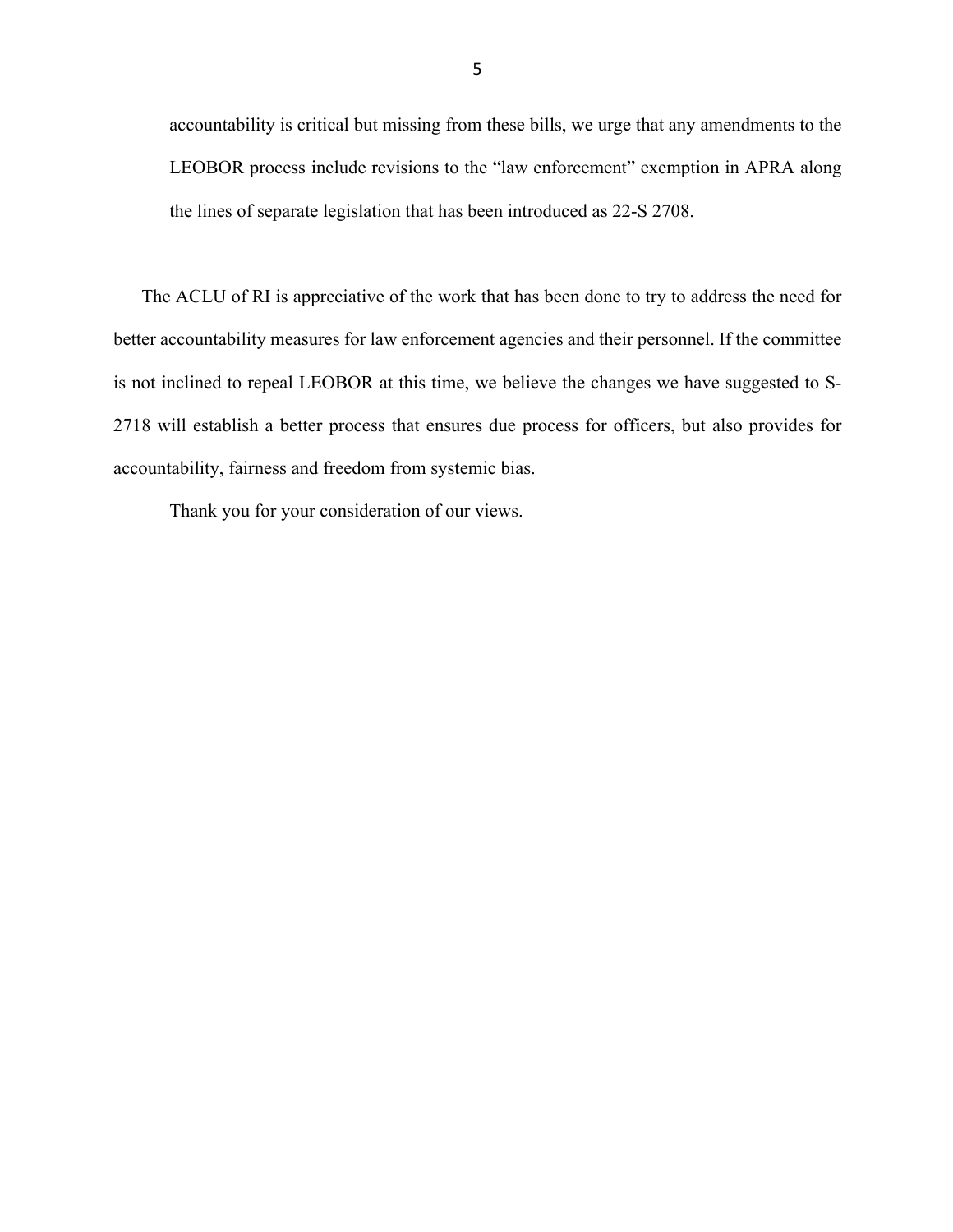accountability is critical but missing from these bills, we urge that any amendments to the LEOBOR process include revisions to the "law enforcement" exemption in APRA along the lines of separate legislation that has been introduced as 22-S 2708.

The ACLU of RI is appreciative of the work that has been done to try to address the need for better accountability measures for law enforcement agencies and their personnel. If the committee is not inclined to repeal LEOBOR at this time, we believe the changes we have suggested to S-2718 will establish a better process that ensures due process for officers, but also provides for accountability, fairness and freedom from systemic bias.

Thank you for your consideration of our views.